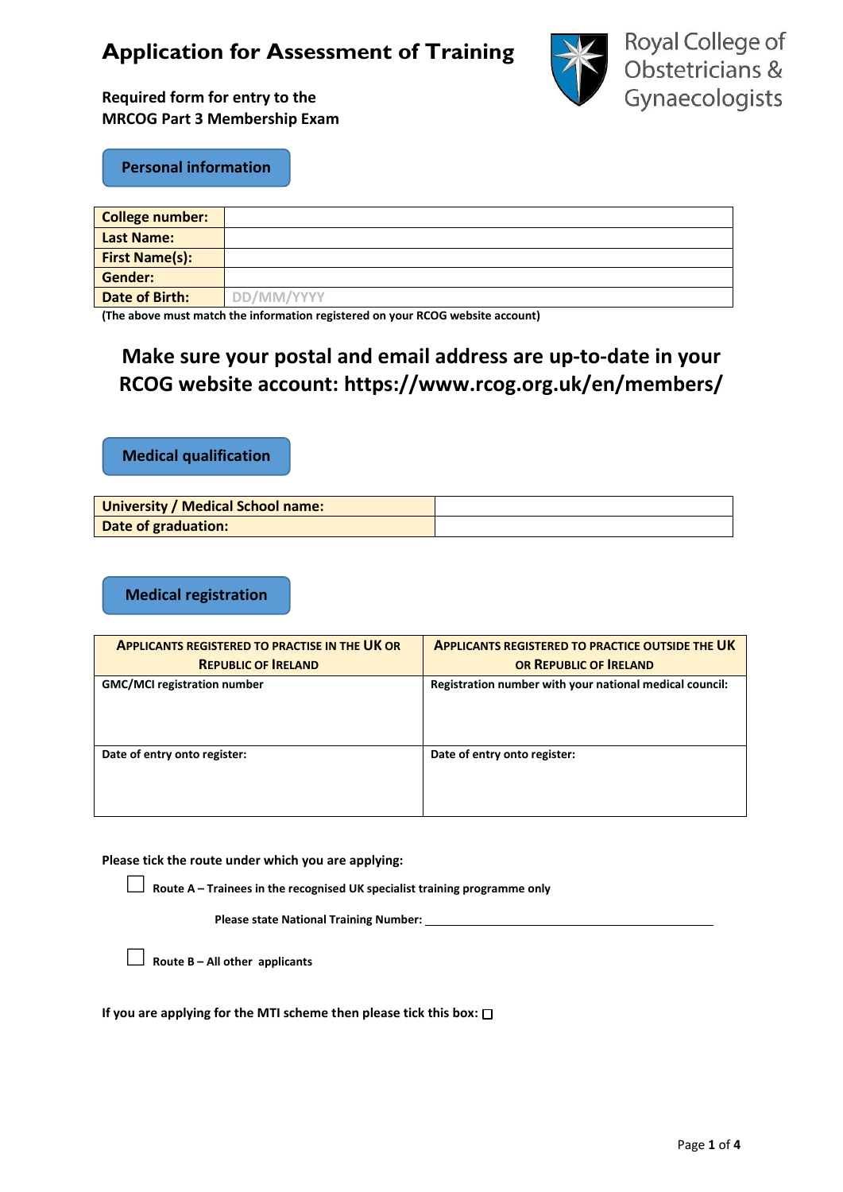# Application for Assessment of Training

Royal College of Obstetricians & Gynaecologists

**Required form for entry to the MRCOG Part 3 Membership Exam**

## Personal information

| College number: | |
|---|---|
| Last Name: | |
| First Name(s): | |
| Gender: | |
| Date of Birth: | DD/MM/YYYY |

**(The above must match the information registered on your RCOG website account)**

**Make sure your postal and email address are up-to-date in your RCOG website account: https://www.rcog.org.uk/en/members/**

## Medical qualification

| University / Medical School name: | |
|---|---|
| Date of graduation: | |

## Medical registration

| APPLICANTS REGISTERED TO PRACTISE IN THE UK OR REPUBLIC OF IRELAND | APPLICANTS REGISTERED TO PRACTICE OUTSIDE THE UK OR REPUBLIC OF IRELAND |
|---|---|
| GMC/MCI registration number | Registration number with your national medical council: |
| Date of entry onto register: | Date of entry onto register: |

**Please tick the route under which you are applying:**

☐ **Route A – Trainees in the recognised UK specialist training programme only**

**Please state National Training Number:** ______________________________

☐ **Route B – All other applicants**

**If you are applying for the MTI scheme then please tick this box:** ☐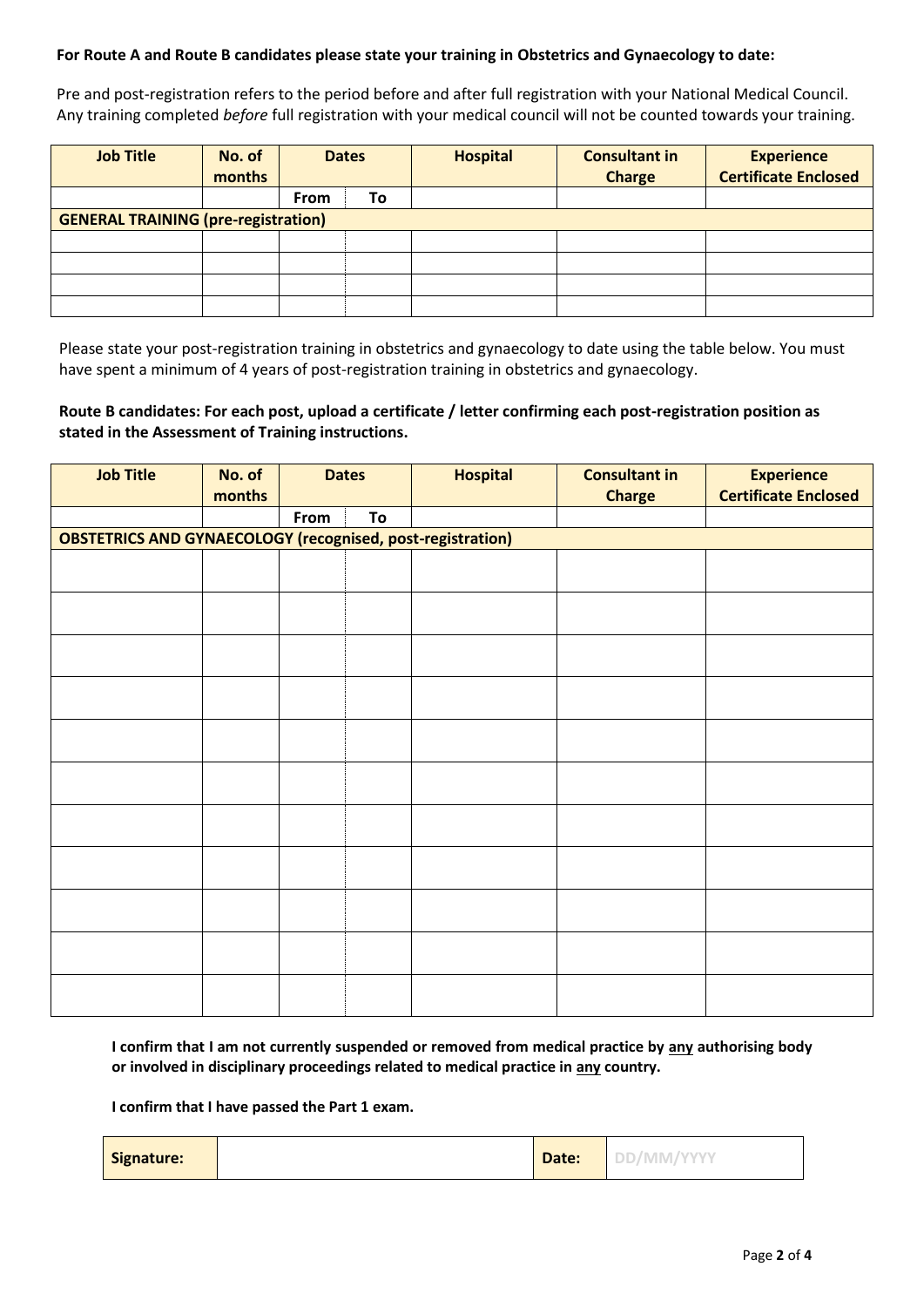**For Route A and Route B candidates please state your training in Obstetrics and Gynaecology to date:**

Pre and post-registration refers to the period before and after full registration with your National Medical Council. Any training completed *before* full registration with your medical council will not be counted towards your training.

| Job Title | No. of months | Dates | | Hospital | Consultant in Charge | Experience Certificate Enclosed |
|---|---|---|---|---|---|---|
| | | From | To | | | |
| **GENERAL TRAINING (pre-registration)** | | | | | | |
| | | | | | | |
| | | | | | | |
| | | | | | | |
| | | | | | | |

Please state your post-registration training in obstetrics and gynaecology to date using the table below. You must have spent a minimum of 4 years of post-registration training in obstetrics and gynaecology.

**Route B candidates: For each post, upload a certificate / letter confirming each post-registration position as stated in the Assessment of Training instructions.**

| Job Title | No. of months | Dates | | Hospital | Consultant in Charge | Experience Certificate Enclosed |
|---|---|---|---|---|---|---|
| | | From | To | | | |
| **OBSTETRICS AND GYNAECOLOGY (recognised, post-registration)** | | | | | | |
| | | | | | | |
| | | | | | | |
| | | | | | | |
| | | | | | | |
| | | | | | | |
| | | | | | | |
| | | | | | | |
| | | | | | | |
| | | | | | | |
| | | | | | | |
| | | | | | | |

**I confirm that I am not currently suspended or removed from medical practice by any authorising body or involved in disciplinary proceedings related to medical practice in any country.**

**I confirm that I have passed the Part 1 exam.**

| **Signature:** | | **Date:** | DD/MM/YYYY |
|---|---|---|---|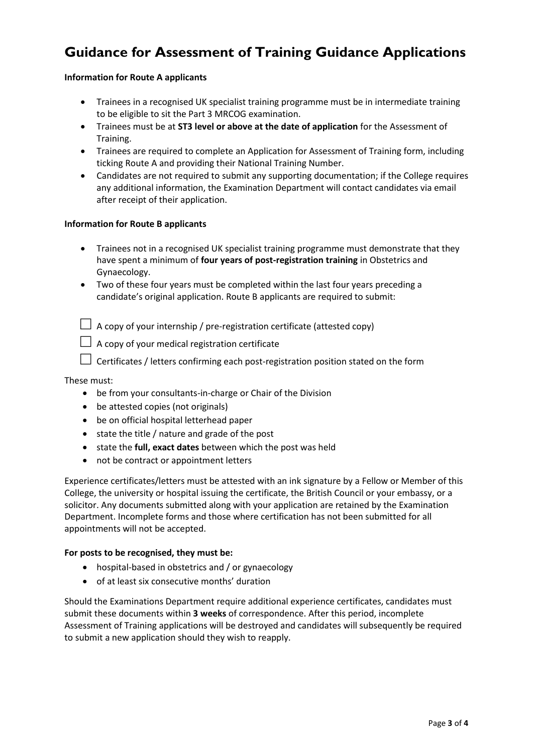# Guidance for Assessment of Training Guidance Applications

**Information for Route A applicants**

- Trainees in a recognised UK specialist training programme must be in intermediate training to be eligible to sit the Part 3 MRCOG examination.
- Trainees must be at **ST3 level or above at the date of application** for the Assessment of Training.
- Trainees are required to complete an Application for Assessment of Training form, including ticking Route A and providing their National Training Number.
- Candidates are not required to submit any supporting documentation; if the College requires any additional information, the Examination Department will contact candidates via email after receipt of their application.

**Information for Route B applicants**

- Trainees not in a recognised UK specialist training programme must demonstrate that they have spent a minimum of **four years of post-registration training** in Obstetrics and Gynaecology.
- Two of these four years must be completed within the last four years preceding a candidate's original application. Route B applicants are required to submit:

☐ A copy of your internship / pre-registration certificate (attested copy)

☐ A copy of your medical registration certificate

☐ Certificates / letters confirming each post-registration position stated on the form

These must:

- be from your consultants-in-charge or Chair of the Division
- be attested copies (not originals)
- be on official hospital letterhead paper
- state the title / nature and grade of the post
- state the **full, exact dates** between which the post was held
- not be contract or appointment letters

Experience certificates/letters must be attested with an ink signature by a Fellow or Member of this College, the university or hospital issuing the certificate, the British Council or your embassy, or a solicitor. Any documents submitted along with your application are retained by the Examination Department. Incomplete forms and those where certification has not been submitted for all appointments will not be accepted.

**For posts to be recognised, they must be:**

- hospital-based in obstetrics and / or gynaecology
- of at least six consecutive months' duration

Should the Examinations Department require additional experience certificates, candidates must submit these documents within **3 weeks** of correspondence. After this period, incomplete Assessment of Training applications will be destroyed and candidates will subsequently be required to submit a new application should they wish to reapply.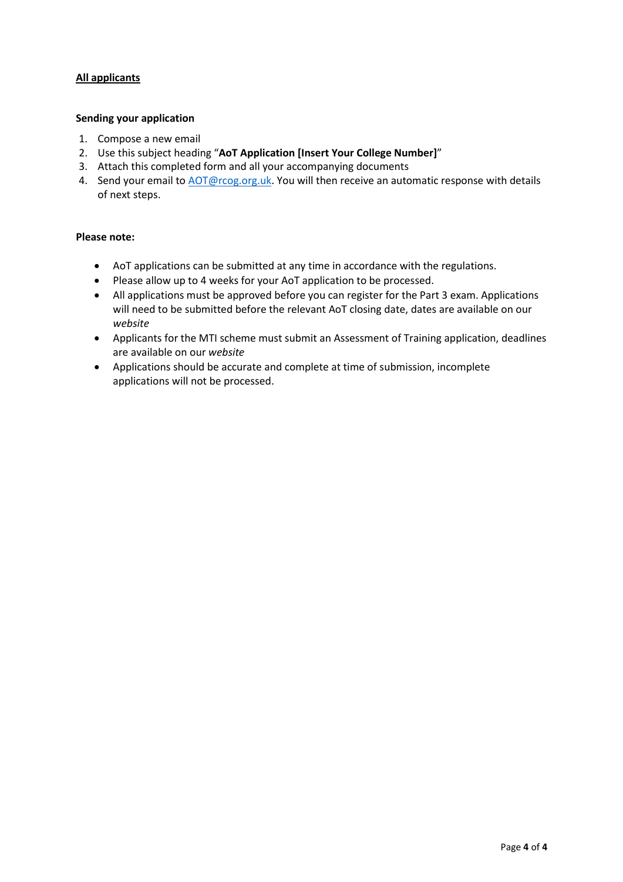**<u>All applicants</u>**

**Sending your application**

1. Compose a new email
2. Use this subject heading "**AoT Application [Insert Your College Number]**"
3. Attach this completed form and all your accompanying documents
4. Send your email to AOT@rcog.org.uk. You will then receive an automatic response with details of next steps.

**Please note:**

- AoT applications can be submitted at any time in accordance with the regulations.
- Please allow up to 4 weeks for your AoT application to be processed.
- All applications must be approved before you can register for the Part 3 exam. Applications will need to be submitted before the relevant AoT closing date, dates are available on our *website*
- Applicants for the MTI scheme must submit an Assessment of Training application, deadlines are available on our *website*
- Applications should be accurate and complete at time of submission, incomplete applications will not be processed.